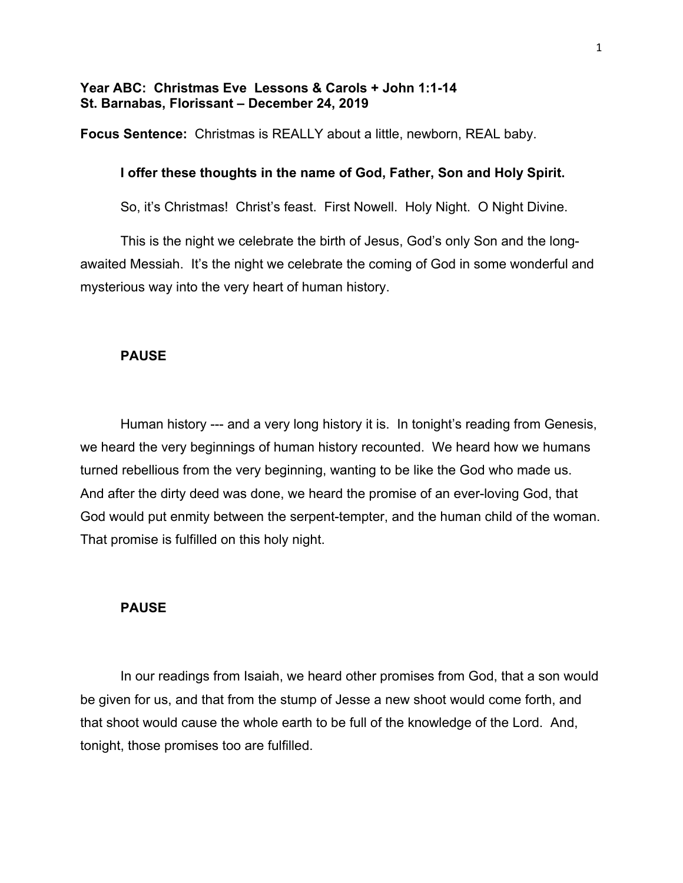**Year ABC: Christmas Eve Lessons & Carols + John 1:1-14**
**St. Barnabas, Florissant – December 24, 2019**

**Focus Sentence:** Christmas is REALLY about a little, newborn, REAL baby.

**I offer these thoughts in the name of God, Father, Son and Holy Spirit.**

So, it's Christmas! Christ's feast. First Nowell. Holy Night. O Night Divine.

This is the night we celebrate the birth of Jesus, God's only Son and the long-awaited Messiah. It's the night we celebrate the coming of God in some wonderful and mysterious way into the very heart of human history.

**PAUSE**

Human history --- and a very long history it is. In tonight's reading from Genesis, we heard the very beginnings of human history recounted. We heard how we humans turned rebellious from the very beginning, wanting to be like the God who made us. And after the dirty deed was done, we heard the promise of an ever-loving God, that God would put enmity between the serpent-tempter, and the human child of the woman. That promise is fulfilled on this holy night.

**PAUSE**

In our readings from Isaiah, we heard other promises from God, that a son would be given for us, and that from the stump of Jesse a new shoot would come forth, and that shoot would cause the whole earth to be full of the knowledge of the Lord. And, tonight, those promises too are fulfilled.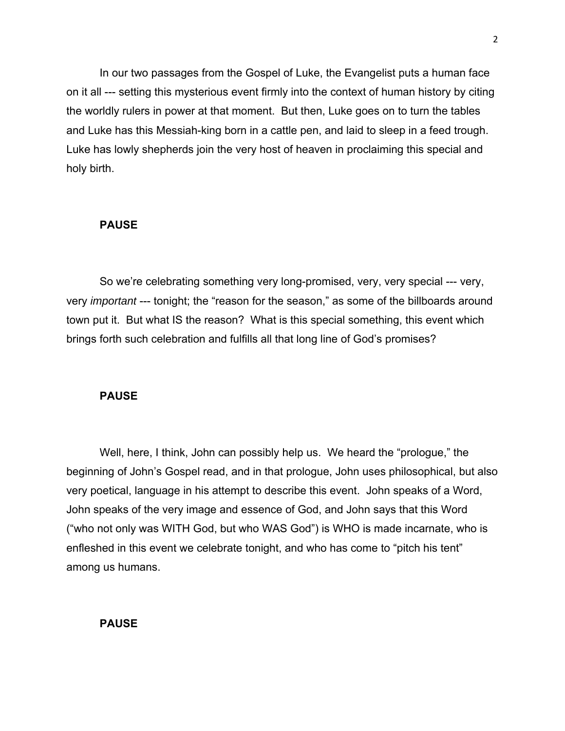In our two passages from the Gospel of Luke, the Evangelist puts a human face on it all --- setting this mysterious event firmly into the context of human history by citing the worldly rulers in power at that moment. But then, Luke goes on to turn the tables and Luke has this Messiah-king born in a cattle pen, and laid to sleep in a feed trough. Luke has lowly shepherds join the very host of heaven in proclaiming this special and holy birth.

**PAUSE**

So we're celebrating something very long-promised, very, very special --- very, very *important* --- tonight; the "reason for the season," as some of the billboards around town put it. But what IS the reason? What is this special something, this event which brings forth such celebration and fulfills all that long line of God's promises?

**PAUSE**

Well, here, I think, John can possibly help us. We heard the "prologue," the beginning of John's Gospel read, and in that prologue, John uses philosophical, but also very poetical, language in his attempt to describe this event. John speaks of a Word, John speaks of the very image and essence of God, and John says that this Word ("who not only was WITH God, but who WAS God") is WHO is made incarnate, who is enfleshed in this event we celebrate tonight, and who has come to "pitch his tent" among us humans.

**PAUSE**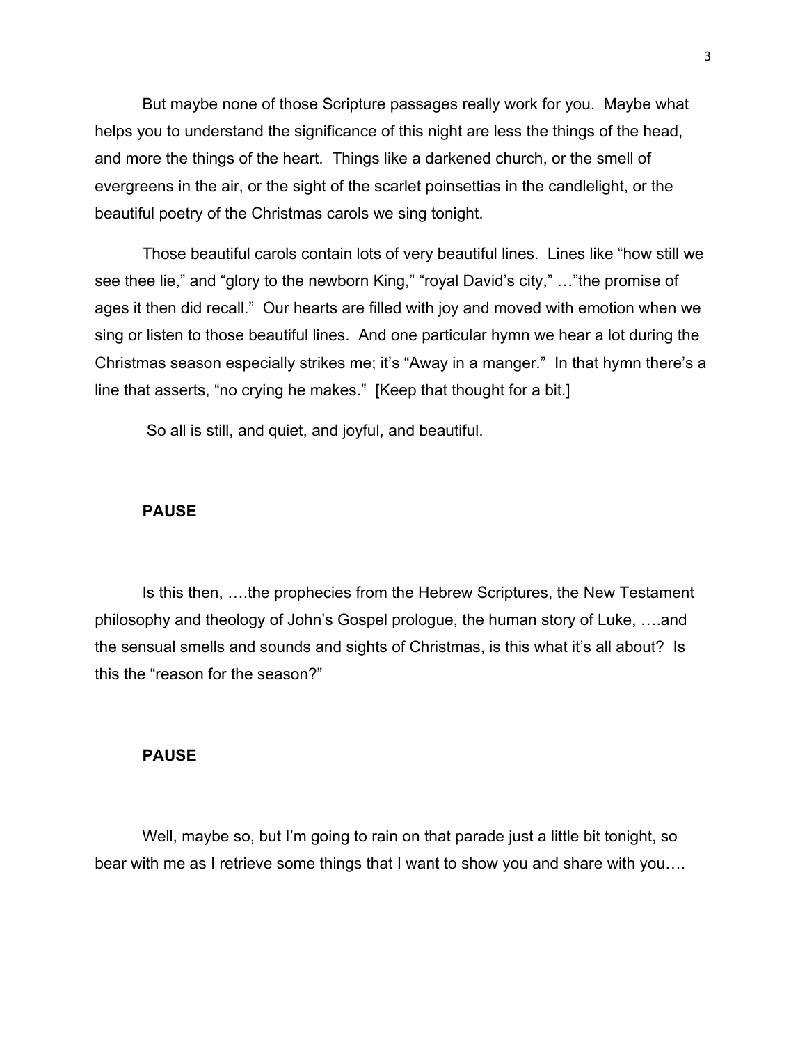But maybe none of those Scripture passages really work for you. Maybe what helps you to understand the significance of this night are less the things of the head, and more the things of the heart. Things like a darkened church, or the smell of evergreens in the air, or the sight of the scarlet poinsettias in the candlelight, or the beautiful poetry of the Christmas carols we sing tonight.

Those beautiful carols contain lots of very beautiful lines. Lines like "how still we see thee lie," and "glory to the newborn King," "royal David's city," …"the promise of ages it then did recall." Our hearts are filled with joy and moved with emotion when we sing or listen to those beautiful lines. And one particular hymn we hear a lot during the Christmas season especially strikes me; it's "Away in a manger." In that hymn there's a line that asserts, "no crying he makes." [Keep that thought for a bit.]

So all is still, and quiet, and joyful, and beautiful.

**PAUSE**

Is this then, ….the prophecies from the Hebrew Scriptures, the New Testament philosophy and theology of John's Gospel prologue, the human story of Luke, ….and the sensual smells and sounds and sights of Christmas, is this what it's all about? Is this the "reason for the season?"

**PAUSE**

Well, maybe so, but I'm going to rain on that parade just a little bit tonight, so bear with me as I retrieve some things that I want to show you and share with you….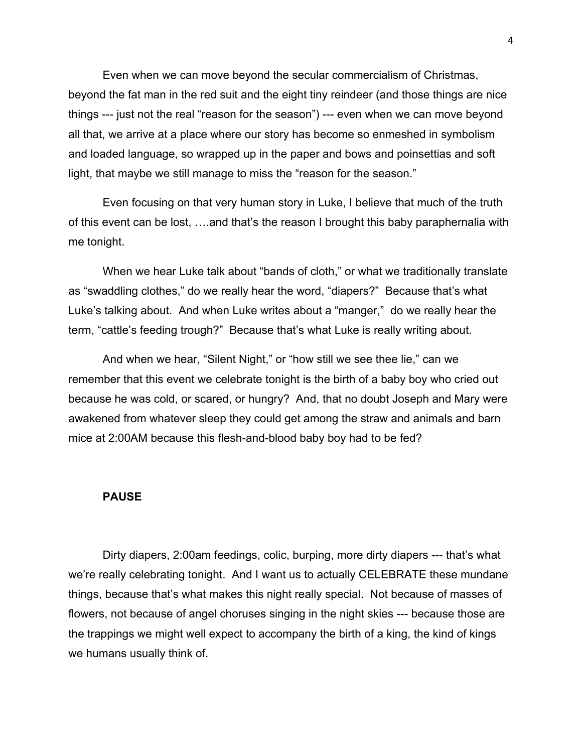Even when we can move beyond the secular commercialism of Christmas, beyond the fat man in the red suit and the eight tiny reindeer (and those things are nice things --- just not the real "reason for the season") --- even when we can move beyond all that, we arrive at a place where our story has become so enmeshed in symbolism and loaded language, so wrapped up in the paper and bows and poinsettias and soft light, that maybe we still manage to miss the "reason for the season."

Even focusing on that very human story in Luke, I believe that much of the truth of this event can be lost, ….and that's the reason I brought this baby paraphernalia with me tonight.

When we hear Luke talk about "bands of cloth," or what we traditionally translate as "swaddling clothes," do we really hear the word, "diapers?" Because that's what Luke's talking about. And when Luke writes about a "manger," do we really hear the term, "cattle's feeding trough?" Because that's what Luke is really writing about.

And when we hear, "Silent Night," or "how still we see thee lie," can we remember that this event we celebrate tonight is the birth of a baby boy who cried out because he was cold, or scared, or hungry? And, that no doubt Joseph and Mary were awakened from whatever sleep they could get among the straw and animals and barn mice at 2:00AM because this flesh-and-blood baby boy had to be fed?

**PAUSE**

Dirty diapers, 2:00am feedings, colic, burping, more dirty diapers --- that's what we're really celebrating tonight. And I want us to actually CELEBRATE these mundane things, because that's what makes this night really special. Not because of masses of flowers, not because of angel choruses singing in the night skies --- because those are the trappings we might well expect to accompany the birth of a king, the kind of kings we humans usually think of.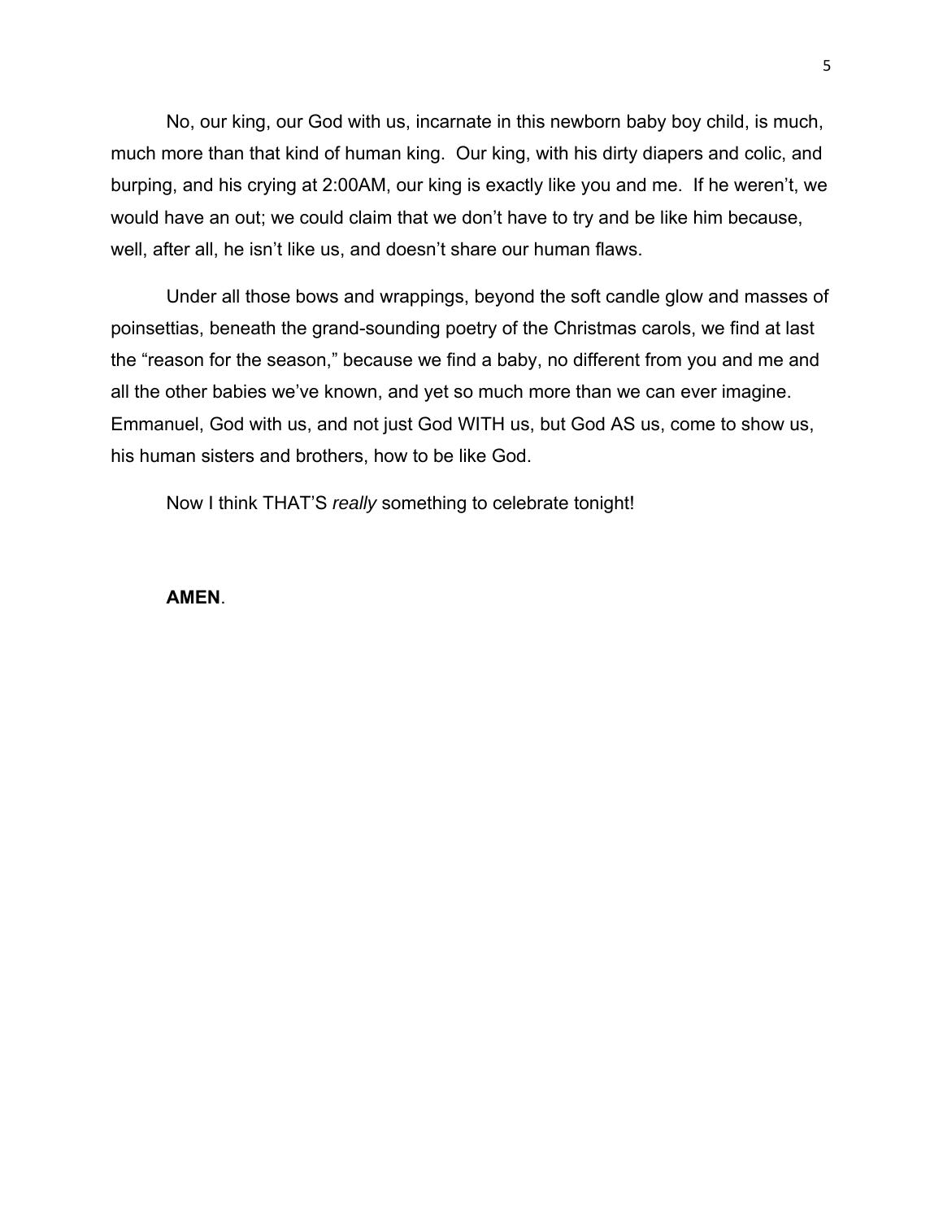No, our king, our God with us, incarnate in this newborn baby boy child, is much, much more than that kind of human king. Our king, with his dirty diapers and colic, and burping, and his crying at 2:00AM, our king is exactly like you and me. If he weren't, we would have an out; we could claim that we don't have to try and be like him because, well, after all, he isn't like us, and doesn't share our human flaws.

Under all those bows and wrappings, beyond the soft candle glow and masses of poinsettias, beneath the grand-sounding poetry of the Christmas carols, we find at last the "reason for the season," because we find a baby, no different from you and me and all the other babies we've known, and yet so much more than we can ever imagine. Emmanuel, God with us, and not just God WITH us, but God AS us, come to show us, his human sisters and brothers, how to be like God.

Now I think THAT'S *really* something to celebrate tonight!

**AMEN**.